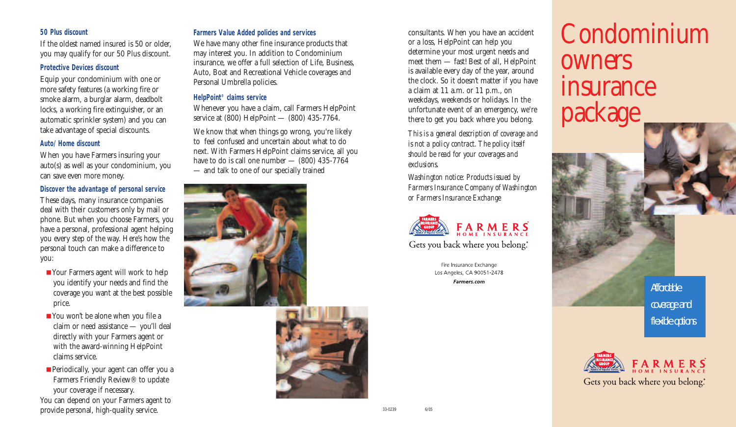### 50 Plus discount

If the oldest named insured is 50 or older, you may qualify for our 50 Plus discount.

### Protective Devices discount

Equip your condominium with one or more safety features (a working fire or smoke alarm, a burglar alarm, deadbolt locks, a working fire extinguisher, or an automatic sprinkler system) and you can take advantage of special discounts.

### Auto/Home discount

When you have Farmers insuring your auto(s) as well as your condominium, you can save even more money.

### Discover the advantage of personal service

These days, many insurance companies deal with their customers only by mail or phone. But when you choose Farmers, you have a personal, professional agent helping you every step of the way. Here's how the personal touch can make a difference to you:

- Your Farmers agent will work to help you identify your needs and find the coverage you want at the best possible price.
- You won't be alone when you file a claim or need assistance — you'll deal directly with your Farmers agent or with the award-winning HelpPoint claims service.
- Periodically, your agent can offer you a Farmers Friendly Review® to update your coverage if necessary.

You can depend on your Farmers agent to provide personal, high-quality service.

### Farmers Value Added policies and services

We have many other fine insurance products that may interest you. In addition to Condominium insurance, we offer a full selection of Life, Business, Auto, Boat and Recreational Vehicle coverages and Personal Umbrella policies.

### HelpPoint® claims service

Whenever you have a claim, call Farmers HelpPoint service at (800) HelpPoint — (800) 435-7764.

We know that when things go wrong, you're likely to feel confused and uncertain about what to do next. With Farmers HelpPoint claims service, all you have to do is call one number — (800) 435-7764 — and talk to one of our specially trained consultants. When you have an accident or a loss, HelpPoint can help you determine your most urgent needs and meet them — fast! Best of all, HelpPoint is available every day of the year, around the clock. So it doesn't matter if you have a claim at 11 a.m. or 11 p.m., on weekdays, weekends or holidays. In the unfortunate event of an emergency, we're there to get you back where you belong.

*This is a general description of coverage and is not a policy contract. The policy itself should be read for your coverages and exclusions.*

*Washington notice: Products issued by Farmers Insurance Company of Washington or Farmers Insurance Exchange*

FARMERS HOME INSURANCE

Gets you back where you belong.®

Fire Insurance Exchange
Los Angeles, CA 90051-2478
***Farmers.com***

33-0239 6/05

# Condominium owners insurance package

Affordable coverage and flexible options

FARMERS HOME INSURANCE

Gets you back where you belong.®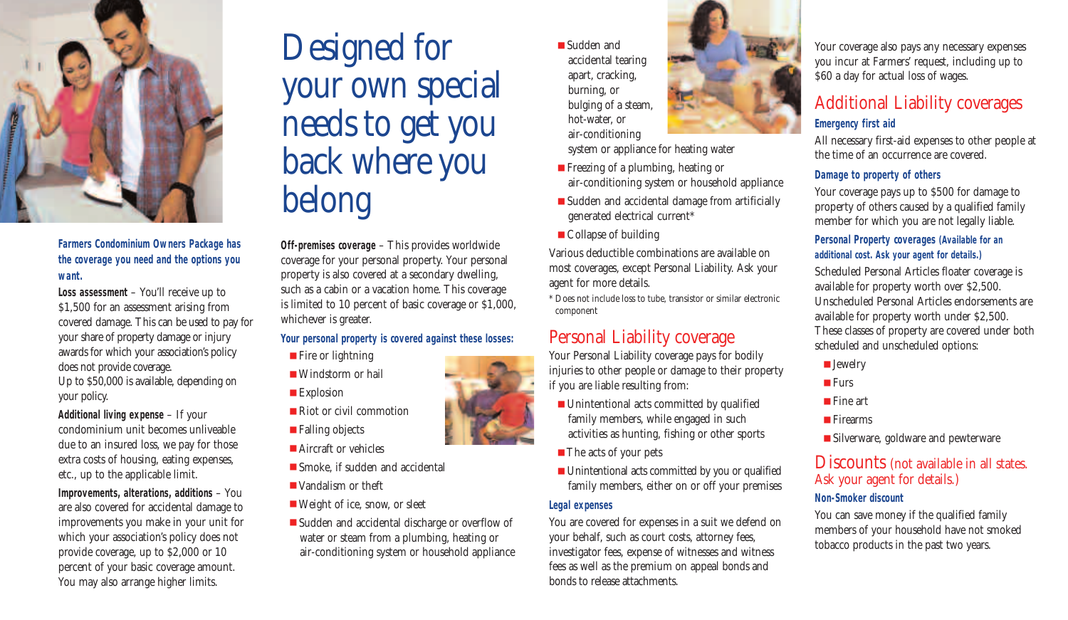**Farmers Condominium Owners Package has the coverage you need and the options you want.**

**Loss assessment** – You'll receive up to $1,500 for an assessment arising from covered damage. This can be used to pay for your share of property damage or injury awards for which your association's policy does not provide coverage.
Up to $50,000 is available, depending on your policy.

**Additional living expense** – If your condominium unit becomes unliveable due to an insured loss, we pay for those extra costs of housing, eating expenses, etc., up to the applicable limit.

**Improvements, alterations, additions** – You are also covered for accidental damage to improvements you make in your unit for which your association's policy does not provide coverage, up to $2,000 or 10 percent of your basic coverage amount. You may also arrange higher limits.

# Designed for your own special needs to get you back where you belong

**Off-premises coverage** – This provides worldwide coverage for your personal property. Your personal property is also covered at a secondary dwelling, such as a cabin or a vacation home. This coverage is limited to 10 percent of basic coverage or $1,000, whichever is greater.

**Your personal property is covered against these losses:**

- Fire or lightning
- Windstorm or hail
- Explosion
- Riot or civil commotion
- Falling objects
- Aircraft or vehicles
- Smoke, if sudden and accidental
- Vandalism or theft
- Weight of ice, snow, or sleet
- Sudden and accidental discharge or overflow of water or steam from a plumbing, heating or air-conditioning system or household appliance
- Sudden and accidental tearing apart, cracking, burning, or bulging of a steam, hot-water, or air-conditioning system or appliance for heating water
- Freezing of a plumbing, heating or air-conditioning system or household appliance
- Sudden and accidental damage from artificially generated electrical current*
- Collapse of building

Various deductible combinations are available on most coverages, except Personal Liability. Ask your agent for more details.

\* Does not include loss to tube, transistor or similar electronic component

## Personal Liability coverage

Your Personal Liability coverage pays for bodily injuries to other people or damage to their property if you are liable resulting from:

- Unintentional acts committed by qualified family members, while engaged in such activities as hunting, fishing or other sports
- The acts of your pets
- Unintentional acts committed by you or qualified family members, either on or off your premises

**Legal expenses**

You are covered for expenses in a suit we defend on your behalf, such as court costs, attorney fees, investigator fees, expense of witnesses and witness fees as well as the premium on appeal bonds and bonds to release attachments.

Your coverage also pays any necessary expenses you incur at Farmers' request, including up to $60 a day for actual loss of wages.

## Additional Liability coverages

**Emergency first aid**

All necessary first-aid expenses to other people at the time of an occurrence are covered.

**Damage to property of others**

Your coverage pays up to $500 for damage to property of others caused by a qualified family member for which you are not legally liable.

**Personal Property coverages (Available for an additional cost. Ask your agent for details.)**

Scheduled Personal Articles floater coverage is available for property worth over $2,500. Unscheduled Personal Articles endorsements are available for property worth under $2,500. These classes of property are covered under both scheduled and unscheduled options:

- Jewelry
- Furs
- Fine art
- Firearms
- Silverware, goldware and pewterware

## Discounts (not available in all states. Ask your agent for details.)

**Non-Smoker discount**

You can save money if the qualified family members of your household have not smoked tobacco products in the past two years.